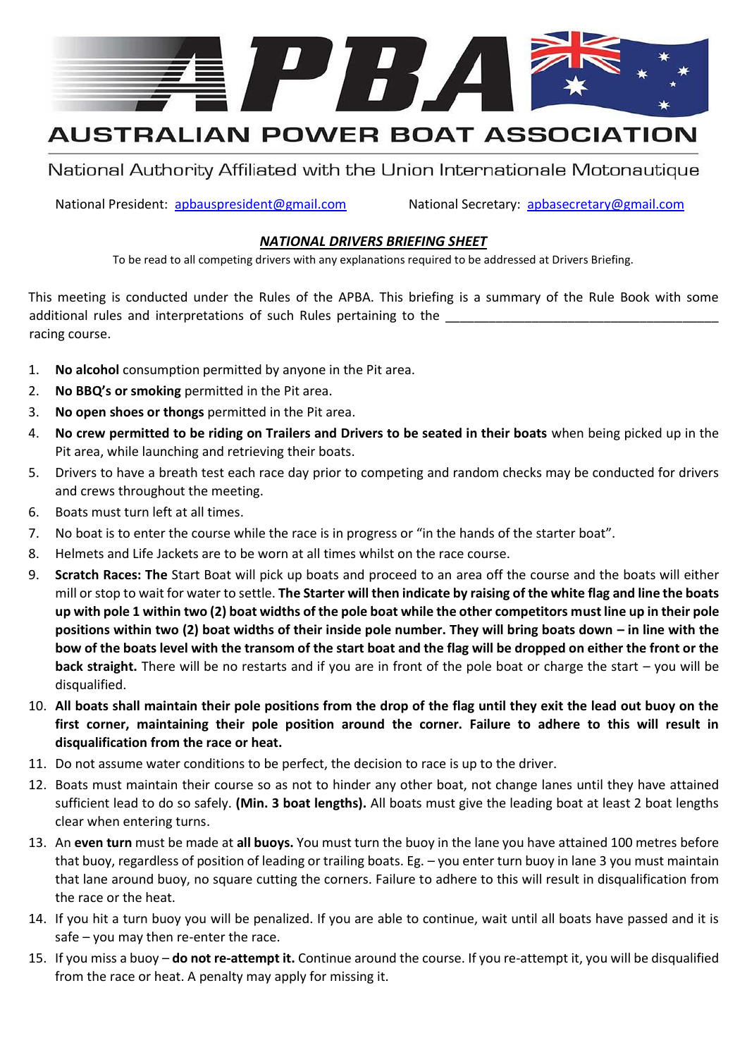# APBA

## AUSTRALIAN POWER BOAT ASSOCIATION

National Authority Affiliated with the Union Internationale Motonautique

National President: apbauspresident@gmail.com National Secretary: apbasecretary@gmail.com

### ***NATIONAL DRIVERS BRIEFING SHEET***

To be read to all competing drivers with any explanations required to be addressed at Drivers Briefing.

This meeting is conducted under the Rules of the APBA. This briefing is a summary of the Rule Book with some additional rules and interpretations of such Rules pertaining to the ______________________________________ racing course.

1. **No alcohol** consumption permitted by anyone in the Pit area.
2. **No BBQ's or smoking** permitted in the Pit area.
3. **No open shoes or thongs** permitted in the Pit area.
4. **No crew permitted to be riding on Trailers and Drivers to be seated in their boats** when being picked up in the Pit area, while launching and retrieving their boats.
5. Drivers to have a breath test each race day prior to competing and random checks may be conducted for drivers and crews throughout the meeting.
6. Boats must turn left at all times.
7. No boat is to enter the course while the race is in progress or "in the hands of the starter boat".
8. Helmets and Life Jackets are to be worn at all times whilst on the race course.
9. **Scratch Races: The** Start Boat will pick up boats and proceed to an area off the course and the boats will either mill or stop to wait for water to settle. **The Starter will then indicate by raising of the white flag and line the boats up with pole 1 within two (2) boat widths of the pole boat while the other competitors must line up in their pole positions within two (2) boat widths of their inside pole number. They will bring boats down – in line with the bow of the boats level with the transom of the start boat and the flag will be dropped on either the front or the back straight.** There will be no restarts and if you are in front of the pole boat or charge the start – you will be disqualified.
10. **All boats shall maintain their pole positions from the drop of the flag until they exit the lead out buoy on the first corner, maintaining their pole position around the corner. Failure to adhere to this will result in disqualification from the race or heat.**
11. Do not assume water conditions to be perfect, the decision to race is up to the driver.
12. Boats must maintain their course so as not to hinder any other boat, not change lanes until they have attained sufficient lead to do so safely. **(Min. 3 boat lengths).** All boats must give the leading boat at least 2 boat lengths clear when entering turns.
13. An **even turn** must be made at **all buoys.** You must turn the buoy in the lane you have attained 100 metres before that buoy, regardless of position of leading or trailing boats. Eg. – you enter turn buoy in lane 3 you must maintain that lane around buoy, no square cutting the corners. Failure to adhere to this will result in disqualification from the race or the heat.
14. If you hit a turn buoy you will be penalized. If you are able to continue, wait until all boats have passed and it is safe – you may then re-enter the race.
15. If you miss a buoy – **do not re-attempt it.** Continue around the course. If you re-attempt it, you will be disqualified from the race or heat. A penalty may apply for missing it.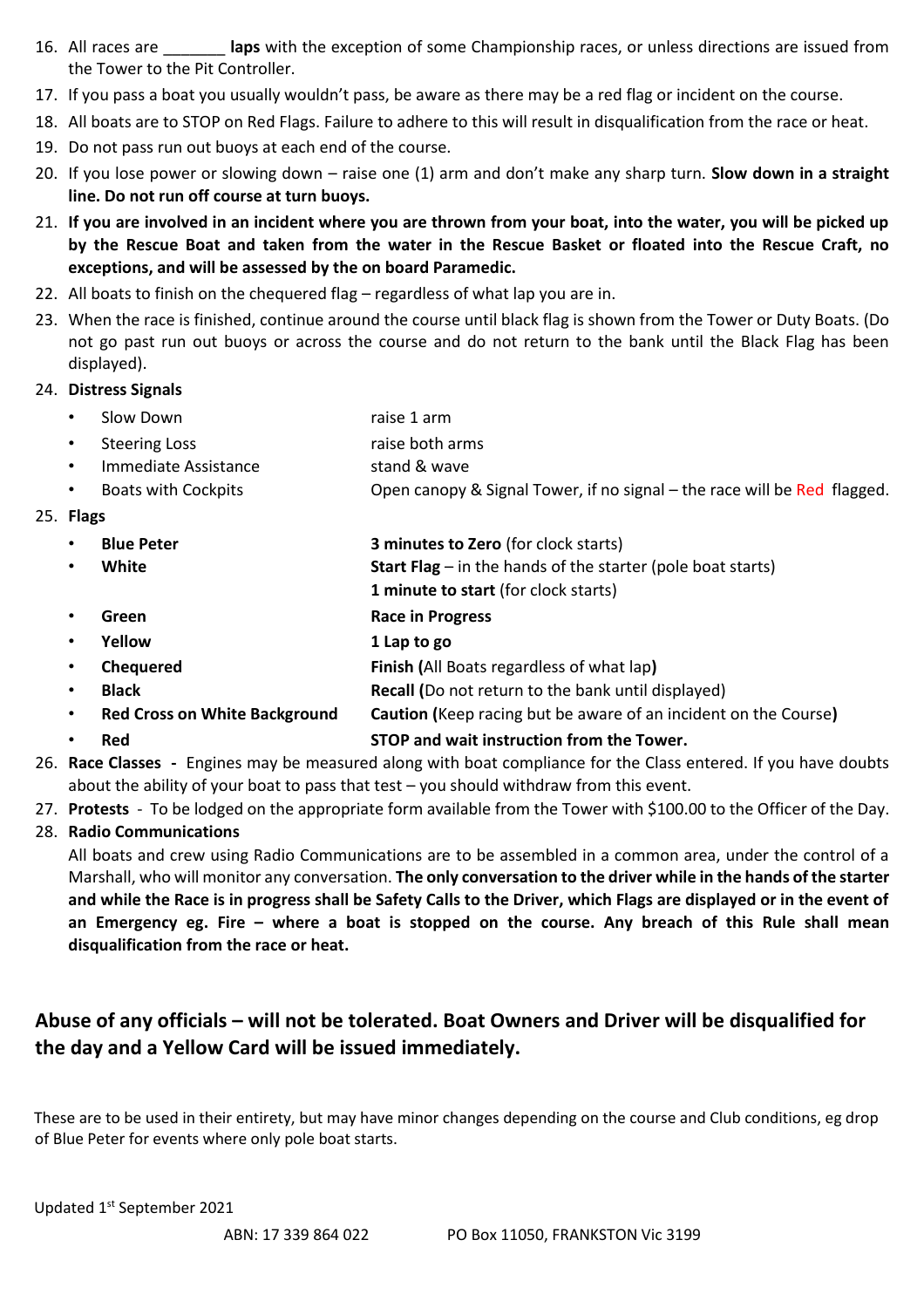16. All races are _______ **laps** with the exception of some Championship races, or unless directions are issued from the Tower to the Pit Controller.
17. If you pass a boat you usually wouldn't pass, be aware as there may be a red flag or incident on the course.
18. All boats are to STOP on Red Flags. Failure to adhere to this will result in disqualification from the race or heat.
19. Do not pass run out buoys at each end of the course.
20. If you lose power or slowing down – raise one (1) arm and don't make any sharp turn. **Slow down in a straight line. Do not run off course at turn buoys.**
21. **If you are involved in an incident where you are thrown from your boat, into the water, you will be picked up by the Rescue Boat and taken from the water in the Rescue Basket or floated into the Rescue Craft, no exceptions, and will be assessed by the on board Paramedic.**
22. All boats to finish on the chequered flag – regardless of what lap you are in.
23. When the race is finished, continue around the course until black flag is shown from the Tower or Duty Boats. (Do not go past run out buoys or across the course and do not return to the bank until the Black Flag has been displayed).
24. **Distress Signals**

| | |
|---|---|
| • Slow Down | raise 1 arm |
| • Steering Loss | raise both arms |
| • Immediate Assistance | stand & wave |
| • Boats with Cockpits | Open canopy & Signal Tower, if no signal – the race will be Red flagged. |

25. **Flags**

| | |
|---|---|
| • **Blue Peter** | **3 minutes to Zero** (for clock starts) |
| • **White** | **Start Flag** – in the hands of the starter (pole boat starts)<br>**1 minute to start** (for clock starts) |
| • **Green** | **Race in Progress** |
| • **Yellow** | **1 Lap to go** |
| • **Chequered** | **Finish (**All Boats regardless of what lap**)** |
| • **Black** | **Recall (**Do not return to the bank until displayed) |
| • **Red Cross on White Background** | **Caution (**Keep racing but be aware of an incident on the Course**)** |
| • **Red** | **STOP and wait instruction from the Tower.** |

26. **Race Classes -** Engines may be measured along with boat compliance for the Class entered. If you have doubts about the ability of your boat to pass that test – you should withdraw from this event.
27. **Protests** - To be lodged on the appropriate form available from the Tower with $100.00 to the Officer of the Day.
28. **Radio Communications**

    All boats and crew using Radio Communications are to be assembled in a common area, under the control of a Marshall, who will monitor any conversation. **The only conversation to the driver while in the hands of the starter and while the Race is in progress shall be Safety Calls to the Driver, which Flags are displayed or in the event of an Emergency eg. Fire – where a boat is stopped on the course. Any breach of this Rule shall mean disqualification from the race or heat.**

## Abuse of any officials – will not be tolerated. Boat Owners and Driver will be disqualified for the day and a Yellow Card will be issued immediately.

These are to be used in their entirety, but may have minor changes depending on the course and Club conditions, eg drop of Blue Peter for events where only pole boat starts.

Updated 1st September 2021

ABN: 17 339 864 022 PO Box 11050, FRANKSTON Vic 3199